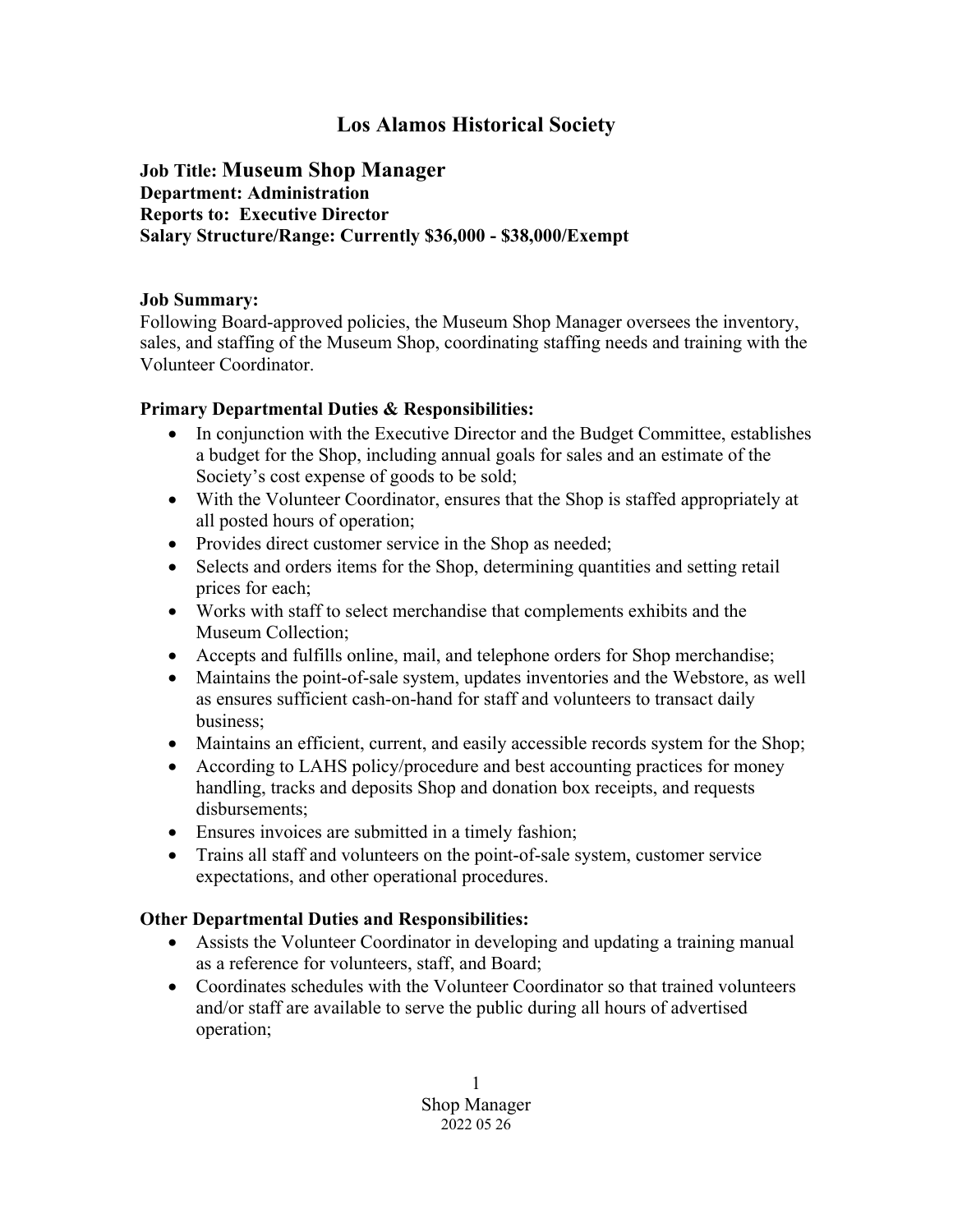# Los Alamos Historical Society

**Job Title: Museum Shop Manager**
**Department: Administration**
**Reports to: Executive Director**
**Salary Structure/Range: Currently $36,000 - $38,000/Exempt**

**Job Summary:**
Following Board-approved policies, the Museum Shop Manager oversees the inventory, sales, and staffing of the Museum Shop, coordinating staffing needs and training with the Volunteer Coordinator.

**Primary Departmental Duties & Responsibilities:**

- In conjunction with the Executive Director and the Budget Committee, establishes a budget for the Shop, including annual goals for sales and an estimate of the Society's cost expense of goods to be sold;
- With the Volunteer Coordinator, ensures that the Shop is staffed appropriately at all posted hours of operation;
- Provides direct customer service in the Shop as needed;
- Selects and orders items for the Shop, determining quantities and setting retail prices for each;
- Works with staff to select merchandise that complements exhibits and the Museum Collection;
- Accepts and fulfills online, mail, and telephone orders for Shop merchandise;
- Maintains the point-of-sale system, updates inventories and the Webstore, as well as ensures sufficient cash-on-hand for staff and volunteers to transact daily business;
- Maintains an efficient, current, and easily accessible records system for the Shop;
- According to LAHS policy/procedure and best accounting practices for money handling, tracks and deposits Shop and donation box receipts, and requests disbursements;
- Ensures invoices are submitted in a timely fashion;
- Trains all staff and volunteers on the point-of-sale system, customer service expectations, and other operational procedures.

**Other Departmental Duties and Responsibilities:**

- Assists the Volunteer Coordinator in developing and updating a training manual as a reference for volunteers, staff, and Board;
- Coordinates schedules with the Volunteer Coordinator so that trained volunteers and/or staff are available to serve the public during all hours of advertised operation;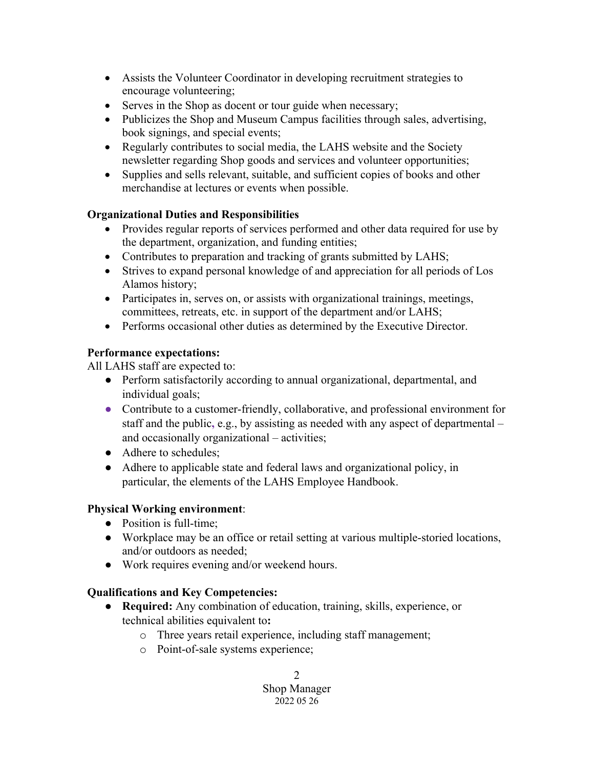- Assists the Volunteer Coordinator in developing recruitment strategies to encourage volunteering;
- Serves in the Shop as docent or tour guide when necessary;
- Publicizes the Shop and Museum Campus facilities through sales, advertising, book signings, and special events;
- Regularly contributes to social media, the LAHS website and the Society newsletter regarding Shop goods and services and volunteer opportunities;
- Supplies and sells relevant, suitable, and sufficient copies of books and other merchandise at lectures or events when possible.

**Organizational Duties and Responsibilities**

- Provides regular reports of services performed and other data required for use by the department, organization, and funding entities;
- Contributes to preparation and tracking of grants submitted by LAHS;
- Strives to expand personal knowledge of and appreciation for all periods of Los Alamos history;
- Participates in, serves on, or assists with organizational trainings, meetings, committees, retreats, etc. in support of the department and/or LAHS;
- Performs occasional other duties as determined by the Executive Director.

**Performance expectations:**

All LAHS staff are expected to:

- Perform satisfactorily according to annual organizational, departmental, and individual goals;
- Contribute to a customer-friendly, collaborative, and professional environment for staff and the public, e.g., by assisting as needed with any aspect of departmental – and occasionally organizational – activities;
- Adhere to schedules;
- Adhere to applicable state and federal laws and organizational policy, in particular, the elements of the LAHS Employee Handbook.

**Physical Working environment**:

- Position is full-time;
- Workplace may be an office or retail setting at various multiple-storied locations, and/or outdoors as needed;
- Work requires evening and/or weekend hours.

**Qualifications and Key Competencies:**

- **Required:** Any combination of education, training, skills, experience, or technical abilities equivalent to**:**
  - Three years retail experience, including staff management;
  - Point-of-sale systems experience;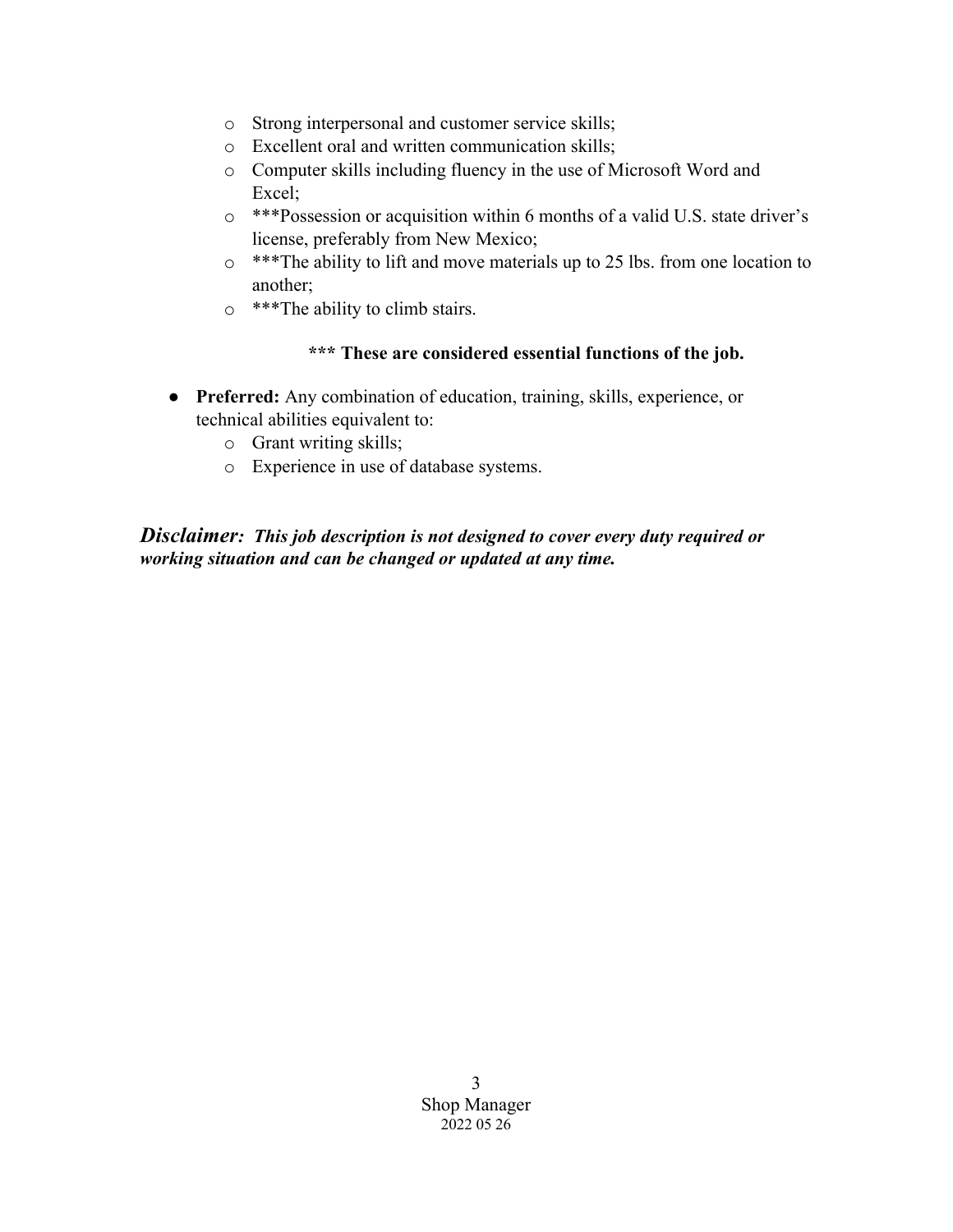- Strong interpersonal and customer service skills;
- Excellent oral and written communication skills;
- Computer skills including fluency in the use of Microsoft Word and Excel;
- ***Possession or acquisition within 6 months of a valid U.S. state driver's license, preferably from New Mexico;
- ***The ability to lift and move materials up to 25 lbs. from one location to another;
- ***The ability to climb stairs.

**\*\*\* These are considered essential functions of the job.**

- **Preferred:** Any combination of education, training, skills, experience, or technical abilities equivalent to:
    - Grant writing skills;
    - Experience in use of database systems.

***Disclaimer:*** ***This job description is not designed to cover every duty required or working situation and can be changed or updated at any time.***